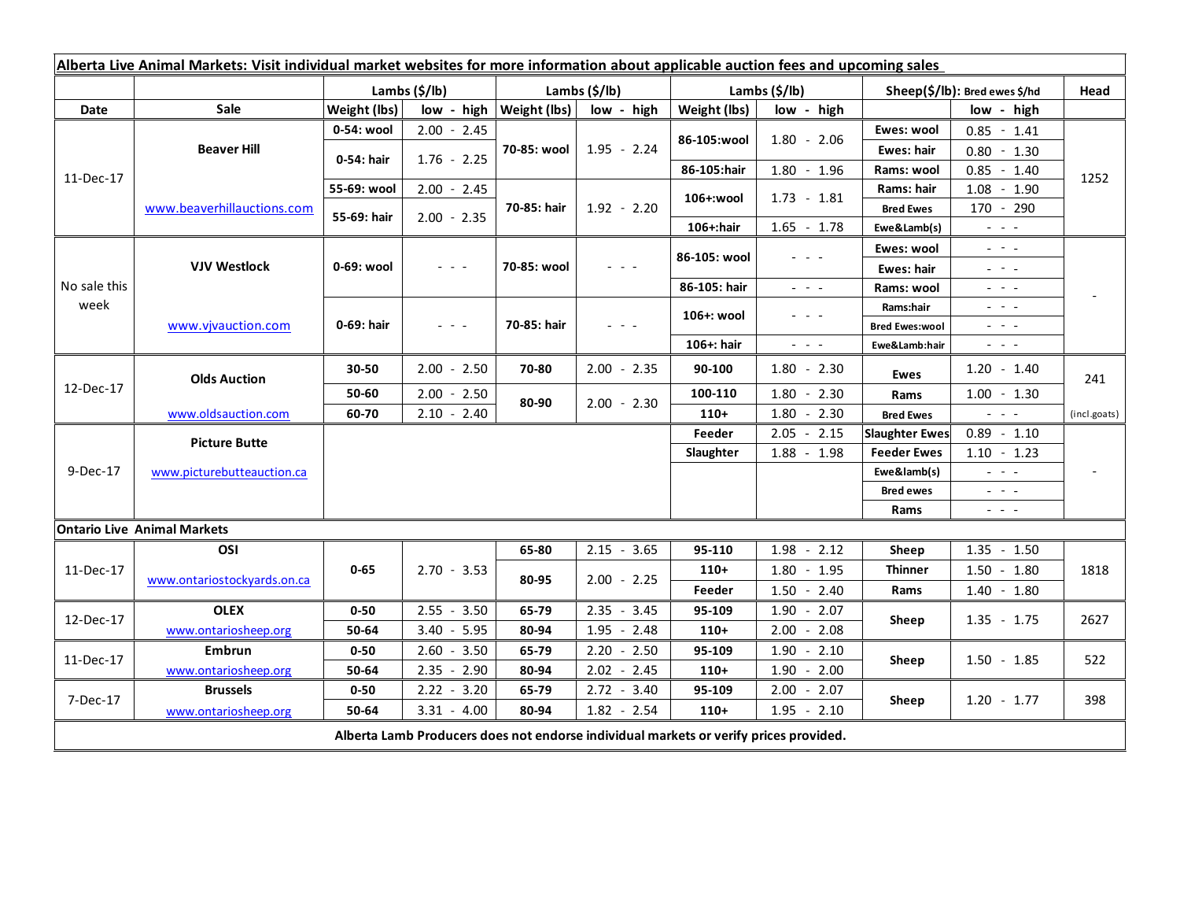**Alberta Live Animal Markets: Visit individual market websites for more information about applicable auction fees and upcoming sales**

| Date | Sale | Lambs ($/lb) | | Lambs ($/lb) | | Lambs ($/lb) | | Sheep($/lb): Bred ewes $/hd | | Head |
|---|---|---|---|---|---|---|---|---|---|---|
| | | Weight (lbs) | low - high | Weight (lbs) | low - high | Weight (lbs) | low - high | | low - high | |
| 11-Dec-17 | Beaver Hill | 0-54: wool | 2.00 - 2.45 | 70-85: wool | 1.95 - 2.24 | 86-105:wool | 1.80 - 2.06 | Ewes: wool | 0.85 - 1.41 | 1252 |
| | | 0-54: hair | 1.76 - 2.25 | | | | | Ewes: hair | 0.80 - 1.30 | |
| | | | | | | 86-105:hair | 1.80 - 1.96 | Rams: wool | 0.85 - 1.40 | |
| | www.beaverhillauctions.com | 55-69: wool | 2.00 - 2.45 | 70-85: hair | 1.92 - 2.20 | 106+:wool | 1.73 - 1.81 | Rams: hair | 1.08 - 1.90 | |
| | | 55-69: hair | 2.00 - 2.35 | | | | | Bred Ewes | 170 - 290 | |
| | | | | | | 106+:hair | 1.65 - 1.78 | Ewe&Lamb(s) | - - - | |
| No sale this week | VJV Westlock | 0-69: wool | - - - | 70-85: wool | - - - | 86-105: wool | - - - | Ewes: wool | - - - | - |
| | | | | | | | | Ewes: hair | - - - | |
| | | | | | | 86-105: hair | - - - | Rams: wool | - - - | |
| | www.vjvauction.com | 0-69: hair | - - - | 70-85: hair | - - - | 106+: wool | - - - | Rams:hair | - - - | |
| | | | | | | | | Bred Ewes:wool | - - - | |
| | | | | | | 106+: hair | - - - | Ewe&Lamb:hair | - - - | |
| 12-Dec-17 | Olds Auction | 30-50 | 2.00 - 2.50 | 70-80 | 2.00 - 2.35 | 90-100 | 1.80 - 2.30 | Ewes | 1.20 - 1.40 | 241 |
| | | 50-60 | 2.00 - 2.50 | 80-90 | 2.00 - 2.30 | 100-110 | 1.80 - 2.30 | Rams | 1.00 - 1.30 | |
| | www.oldsauction.com | 60-70 | 2.10 - 2.40 | | | 110+ | 1.80 - 2.30 | Bred Ewes | - - - | (incl.goats) |
| 9-Dec-17 | Picture Butte | | | | | Feeder | 2.05 - 2.15 | Slaughter Ewes | 0.89 - 1.10 | - |
| | www.picturebutteauction.ca | | | | | Slaughter | 1.88 - 1.98 | Feeder Ewes | 1.10 - 1.23 | |
| | | | | | | | | Ewe&lamb(s) | - - - | |
| | | | | | | | | Bred ewes | - - - | |
| | | | | | | | | Rams | - - - | |
| **Ontario Live Animal Markets** | | | | | | | | | | |
| 11-Dec-17 | OSI | 0-65 | 2.70 - 3.53 | 65-80 | 2.15 - 3.65 | 95-110 | 1.98 - 2.12 | Sheep | 1.35 - 1.50 | 1818 |
| | www.ontariostockyards.on.ca | | | 80-95 | 2.00 - 2.25 | 110+ | 1.80 - 1.95 | Thinner | 1.50 - 1.80 | |
| | | | | | | Feeder | 1.50 - 2.40 | Rams | 1.40 - 1.80 | |
| 12-Dec-17 | OLEX | 0-50 | 2.55 - 3.50 | 65-79 | 2.35 - 3.45 | 95-109 | 1.90 - 2.07 | Sheep | 1.35 - 1.75 | 2627 |
| | www.ontariosheep.org | 50-64 | 3.40 - 5.95 | 80-94 | 1.95 - 2.48 | 110+ | 2.00 - 2.08 | | | |
| 11-Dec-17 | Embrun | 0-50 | 2.60 - 3.50 | 65-79 | 2.20 - 2.50 | 95-109 | 1.90 - 2.10 | Sheep | 1.50 - 1.85 | 522 |
| | www.ontariosheep.org | 50-64 | 2.35 - 2.90 | 80-94 | 2.02 - 2.45 | 110+ | 1.90 - 2.00 | | | |
| 7-Dec-17 | Brussels | 0-50 | 2.22 - 3.20 | 65-79 | 2.72 - 3.40 | 95-109 | 2.00 - 2.07 | Sheep | 1.20 - 1.77 | 398 |
| | www.ontariosheep.org | 50-64 | 3.31 - 4.00 | 80-94 | 1.82 - 2.54 | 110+ | 1.95 - 2.10 | | | |

**Alberta Lamb Producers does not endorse individual markets or verify prices provided.**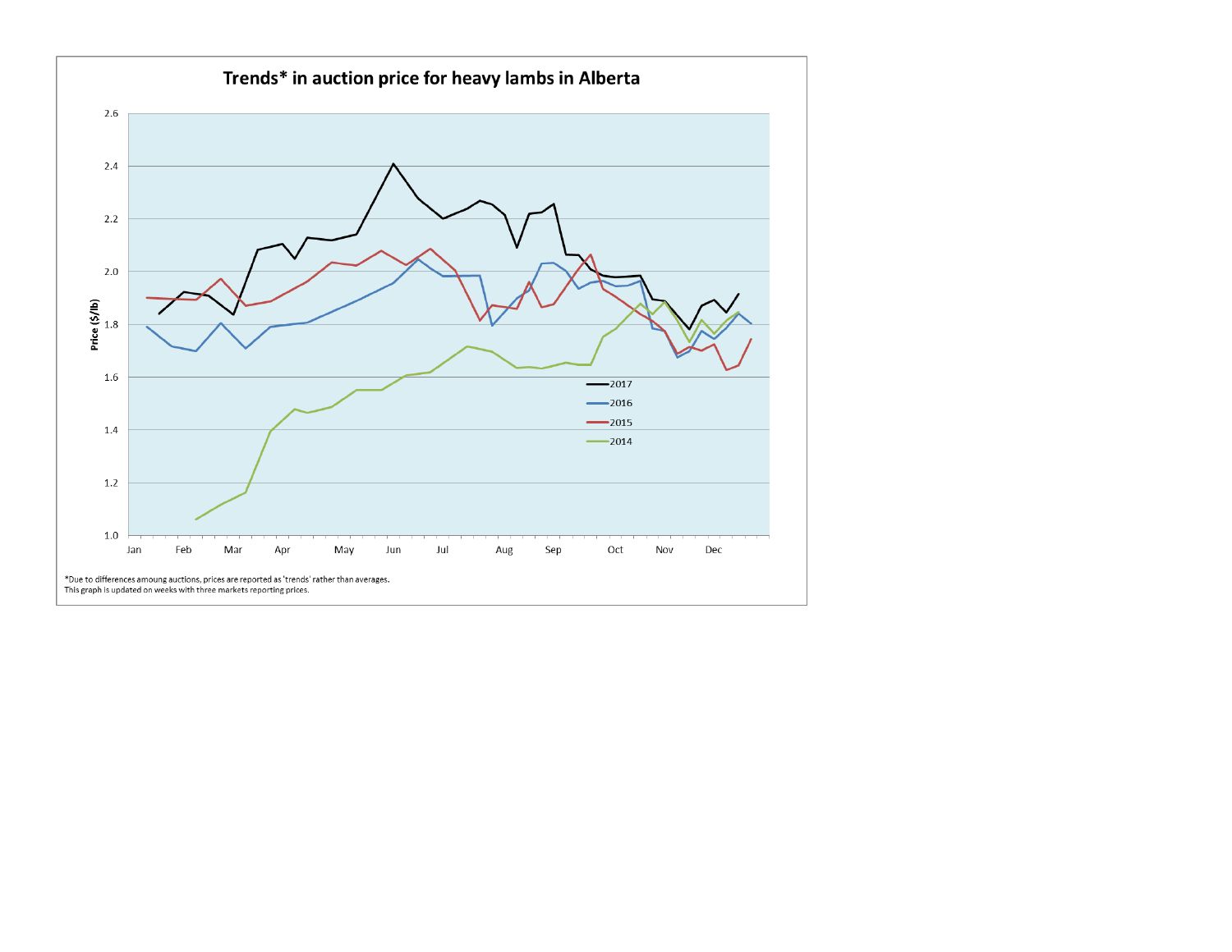# Trends* in auction price for heavy lambs in Alberta

2.6
2.4
2.2
2.0
1.8
1.6
1.4
1.2
1.0

Price ($/lb)

Jan Feb Mar Apr May Jun Jul Aug Sep Oct Nov Dec

2017
2016
2015
2014

*Due to differences amoung auctions, prices are reported as 'trends' rather than averages.
This graph is updated on weeks with three markets reporting prices.